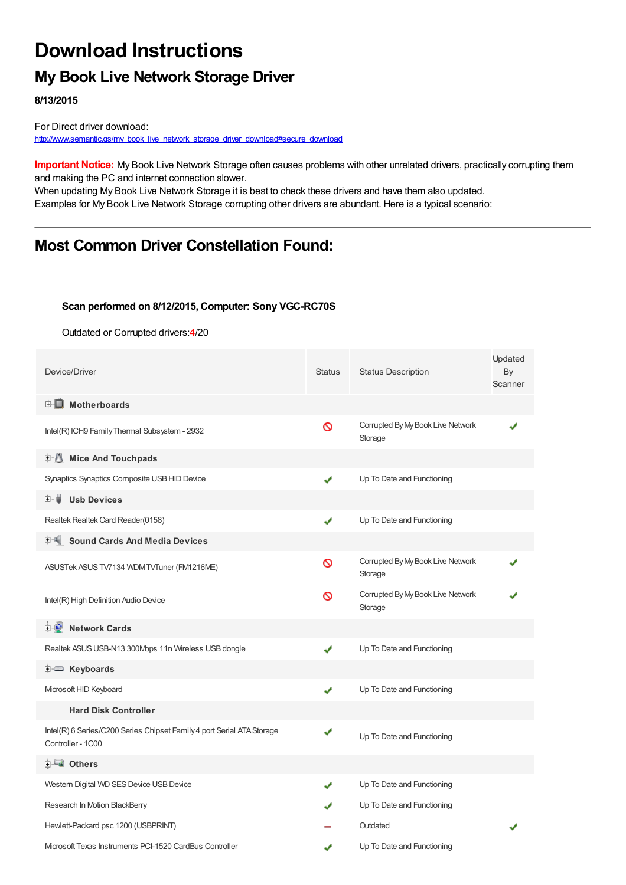# Download Instructions

## My Book Live Network Storage Driver

**8/13/2015**

For Direct driver download:
http://www.semantic.gs/my_book_live_network_storage_driver_download#secure_download

**Important Notice:** My Book Live Network Storage often causes problems with other unrelated drivers, practically corrupting them and making the PC and internet connection slower.
When updating My Book Live Network Storage it is best to check these drivers and have them also updated.
Examples for My Book Live Network Storage corrupting other drivers are abundant. Here is a typical scenario:

---

## Most Common Driver Constellation Found:

**Scan performed on 8/12/2015, Computer: Sony VGC-RC70S**

Outdated or Corrupted drivers:4/20

| Device/Driver | Status | Status Description | Updated By Scanner |
|---|---|---|---|
| **Motherboards** | | | |
| Intel(R) ICH9 Family Thermal Subsystem - 2932 | ⊘ | Corrupted By My Book Live Network Storage | ✔ |
| **Mice And Touchpads** | | | |
| Synaptics Synaptics Composite USB HID Device | ✔ | Up To Date and Functioning | |
| **Usb Devices** | | | |
| Realtek Realtek Card Reader(0158) | ✔ | Up To Date and Functioning | |
| **Sound Cards And Media Devices** | | | |
| ASUSTek ASUS TV7134 WDM TVTuner (FM1216ME) | ⊘ | Corrupted By My Book Live Network Storage | ✔ |
| Intel(R) High Definition Audio Device | ⊘ | Corrupted By My Book Live Network Storage | ✔ |
| **Network Cards** | | | |
| Realtek ASUS USB-N13 300Mbps 11n Wireless USB dongle | ✔ | Up To Date and Functioning | |
| **Keyboards** | | | |
| Microsoft HID Keyboard | ✔ | Up To Date and Functioning | |
| **Hard Disk Controller** | | | |
| Intel(R) 6 Series/C200 Series Chipset Family 4 port Serial ATA Storage Controller - 1C00 | ✔ | Up To Date and Functioning | |
| **Others** | | | |
| Western Digital WD SES Device USB Device | ✔ | Up To Date and Functioning | |
| Research In Motion BlackBerry | ✔ | Up To Date and Functioning | |
| Hewlett-Packard psc 1200 (USBPRINT) | – | Outdated | ✔ |
| Microsoft Texas Instruments PCI-1520 CardBus Controller | ✔ | Up To Date and Functioning | |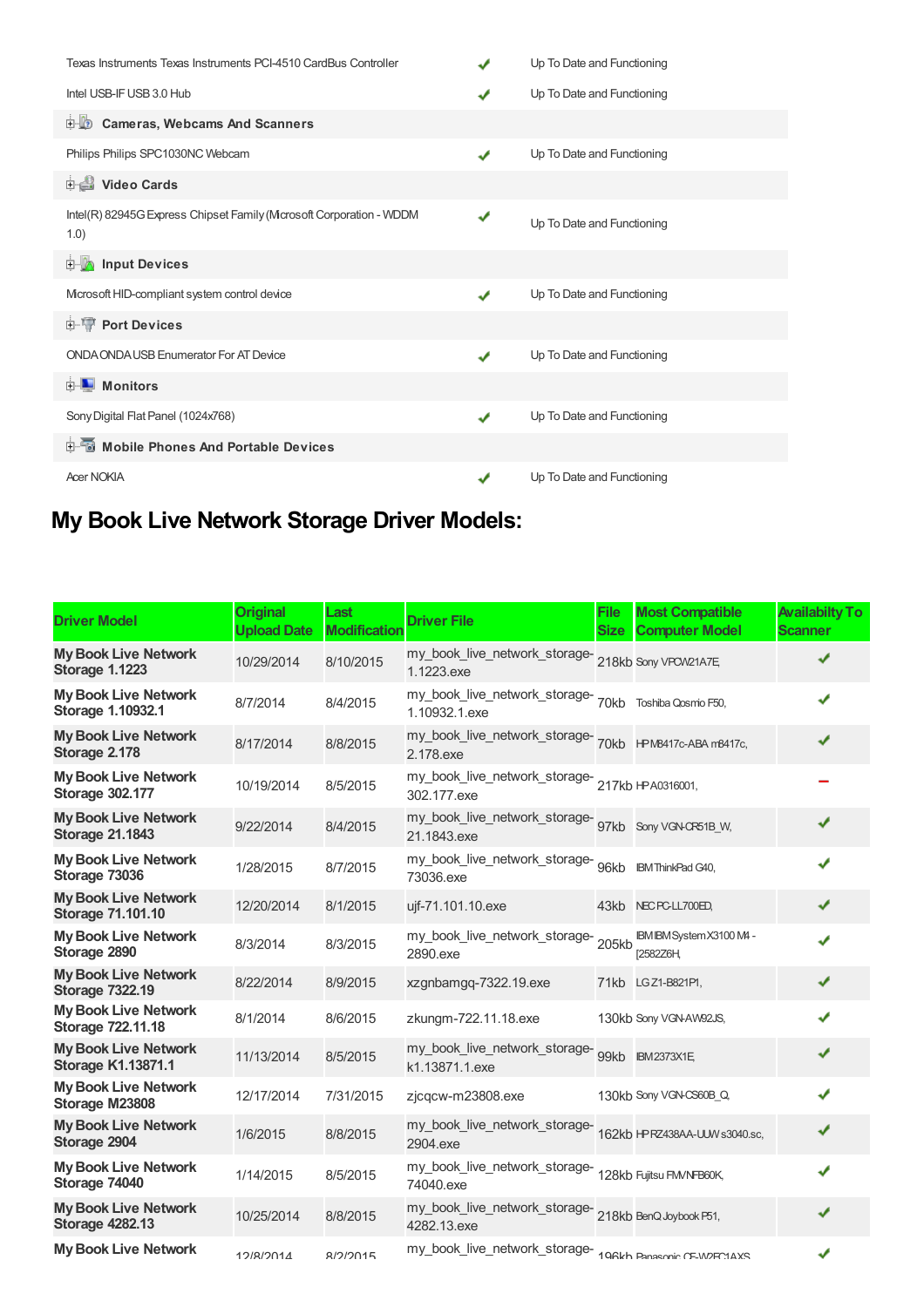| | | |
|---|---|---|
| Texas Instruments Texas Instruments PCI-4510 CardBus Controller | ✔ | Up To Date and Functioning |
| Intel USB-IF USB 3.0 Hub | ✔ | Up To Date and Functioning |
| **Cameras, Webcams And Scanners** | | |
| Philips Philips SPC1030NC Webcam | ✔ | Up To Date and Functioning |
| **Video Cards** | | |
| Intel(R) 82945G Express Chipset Family (Microsoft Corporation - WDDM 1.0) | ✔ | Up To Date and Functioning |
| **Input Devices** | | |
| Microsoft HID-compliant system control device | ✔ | Up To Date and Functioning |
| **Port Devices** | | |
| ONDA ONDA USB Enumerator For AT Device | ✔ | Up To Date and Functioning |
| **Monitors** | | |
| Sony Digital Flat Panel (1024x768) | ✔ | Up To Date and Functioning |
| **Mobile Phones And Portable Devices** | | |
| Acer NOKIA | ✔ | Up To Date and Functioning |

## My Book Live Network Storage Driver Models:

| Driver Model | Original Upload Date | Last Modification | Driver File | File Size | Most Compatible Computer Model | Availabilty To Scanner |
|---|---|---|---|---|---|---|
| **My Book Live Network Storage 1.1223** | 10/29/2014 | 8/10/2015 | my_book_live_network_storage-1.1223.exe | 218kb | Sony VPCW21A7E, | ✔ |
| **My Book Live Network Storage 1.10932.1** | 8/7/2014 | 8/4/2015 | my_book_live_network_storage-1.10932.1.exe | 70kb | Toshiba Qosmio F50, | ✔ |
| **My Book Live Network Storage 2.178** | 8/17/2014 | 8/8/2015 | my_book_live_network_storage-2.178.exe | 70kb | HP M8417c-ABA m8417c, | ✔ |
| **My Book Live Network Storage 302.177** | 10/19/2014 | 8/5/2015 | my_book_live_network_storage-302.177.exe | 217kb | HP A0316001, | – |
| **My Book Live Network Storage 21.1843** | 9/22/2014 | 8/4/2015 | my_book_live_network_storage-21.1843.exe | 97kb | Sony VGN-CR51B_W, | ✔ |
| **My Book Live Network Storage 73036** | 1/28/2015 | 8/7/2015 | my_book_live_network_storage-73036.exe | 96kb | IBM ThinkPad G40, | ✔ |
| **My Book Live Network Storage 71.101.10** | 12/20/2014 | 8/1/2015 | ujf-71.101.10.exe | 43kb | NEC PC-LL700ED, | ✔ |
| **My Book Live Network Storage 2890** | 8/3/2014 | 8/3/2015 | my_book_live_network_storage-2890.exe | 205kb | IBM IBM System X3100 M4 -[2582Z6H, | ✔ |
| **My Book Live Network Storage 7322.19** | 8/22/2014 | 8/9/2015 | xzgnbamgq-7322.19.exe | 71kb | LG Z1-B821P1, | ✔ |
| **My Book Live Network Storage 722.11.18** | 8/1/2014 | 8/6/2015 | zkungm-722.11.18.exe | 130kb | Sony VGN-AW92JS, | ✔ |
| **My Book Live Network Storage K1.13871.1** | 11/13/2014 | 8/5/2015 | my_book_live_network_storage-k1.13871.1.exe | 99kb | IBM 2373X1E, | ✔ |
| **My Book Live Network Storage M23808** | 12/17/2014 | 7/31/2015 | zjcqcw-m23808.exe | 130kb | Sony VGN-CS60B_Q, | ✔ |
| **My Book Live Network Storage 2904** | 1/6/2015 | 8/8/2015 | my_book_live_network_storage-2904.exe | 162kb | HP RZ438AA-UUW s3040.sc, | ✔ |
| **My Book Live Network Storage 74040** | 1/14/2015 | 8/5/2015 | my_book_live_network_storage-74040.exe | 128kb | Fujitsu FMVNFB60K, | ✔ |
| **My Book Live Network Storage 4282.13** | 10/25/2014 | 8/8/2015 | my_book_live_network_storage-4282.13.exe | 218kb | BenQ Joybook P51, | ✔ |
| **My Book Live Network** | 12/8/2014 | 8/2/2015 | my_book_live_network_storage- | 196kb | Panasonic CF-W2FC1AXS, | ✔ |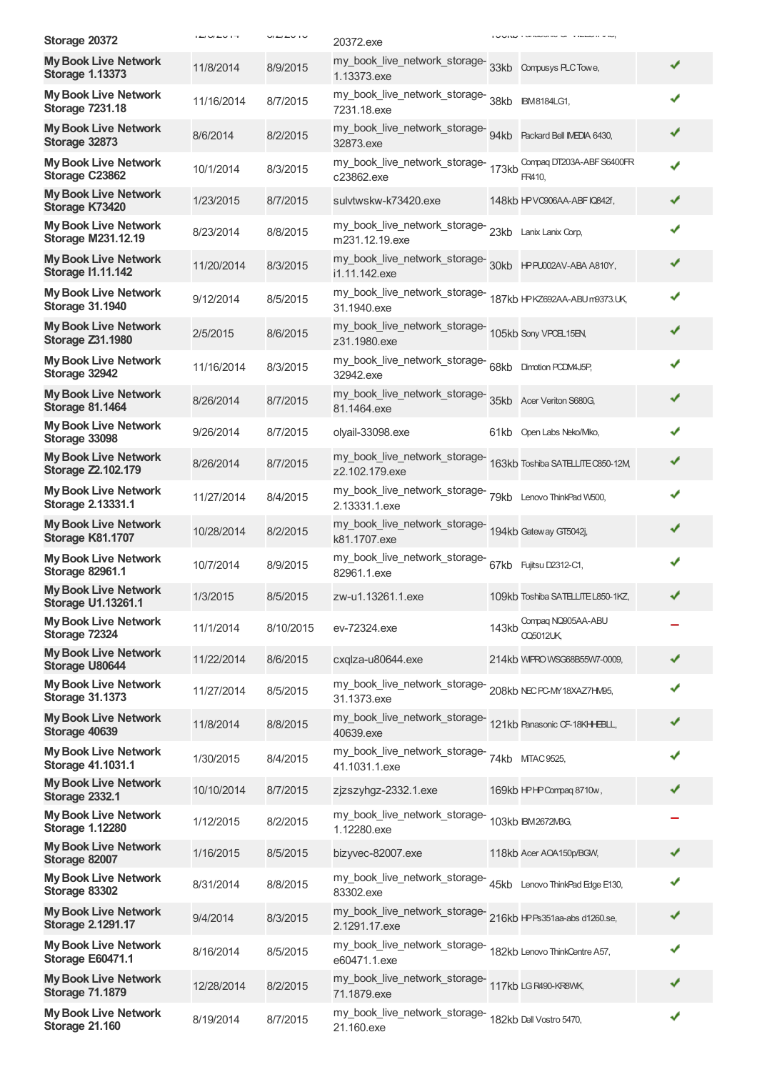| | | | | | | |
|---|---|---|---|---|---|---|
| **Storage 20372** | | | 20372.exe | | | |
| **My Book Live Network Storage 1.13373** | 11/8/2014 | 8/9/2015 | my_book_live_network_storage-1.13373.exe | 33kb | Compusys PLC Towe, | ✔ |
| **My Book Live Network Storage 7231.18** | 11/16/2014 | 8/7/2015 | my_book_live_network_storage-7231.18.exe | 38kb | IBM8184LG1, | ✔ |
| **My Book Live Network Storage 32873** | 8/6/2014 | 8/2/2015 | my_book_live_network_storage-32873.exe | 94kb | Packard Bell IMEDIA 6430, | ✔ |
| **My Book Live Network Storage C23862** | 10/1/2014 | 8/3/2015 | my_book_live_network_storage-c23862.exe | 173kb | Compaq DT203A-ABF S6400FR FR410, | ✔ |
| **My Book Live Network Storage K73420** | 1/23/2015 | 8/7/2015 | sulvtwskw-k73420.exe | 148kb | HP VC906AA-ABF IQ842f, | ✔ |
| **My Book Live Network Storage M231.12.19** | 8/23/2014 | 8/8/2015 | my_book_live_network_storage-m231.12.19.exe | 23kb | Lanix Lanix Corp, | ✔ |
| **My Book Live Network Storage I1.11.142** | 11/20/2014 | 8/3/2015 | my_book_live_network_storage-i1.11.142.exe | 30kb | HP PU002AV-ABA A810Y, | ✔ |
| **My Book Live Network Storage 31.1940** | 9/12/2014 | 8/5/2015 | my_book_live_network_storage-31.1940.exe | 187kb | HP KZ692AA-ABU m9373.UK, | ✔ |
| **My Book Live Network Storage Z31.1980** | 2/5/2015 | 8/6/2015 | my_book_live_network_storage-z31.1980.exe | 105kb | Sony VPCEL15EN, | ✔ |
| **My Book Live Network Storage 32942** | 11/16/2014 | 8/3/2015 | my_book_live_network_storage-32942.exe | 68kb | Dimotion PCDM4J5P, | ✔ |
| **My Book Live Network Storage 81.1464** | 8/26/2014 | 8/7/2015 | my_book_live_network_storage-81.1464.exe | 35kb | Acer Veriton S680G, | ✔ |
| **My Book Live Network Storage 33098** | 9/26/2014 | 8/7/2015 | olyail-33098.exe | 61kb | Open Labs Neko/Miko, | ✔ |
| **My Book Live Network Storage Z2.102.179** | 8/26/2014 | 8/7/2015 | my_book_live_network_storage-z2.102.179.exe | 163kb | Toshiba SATELLITE C850-12M, | ✔ |
| **My Book Live Network Storage 2.13331.1** | 11/27/2014 | 8/4/2015 | my_book_live_network_storage-2.13331.1.exe | 79kb | Lenovo ThinkPad W500, | ✔ |
| **My Book Live Network Storage K81.1707** | 10/28/2014 | 8/2/2015 | my_book_live_network_storage-k81.1707.exe | 194kb | Gateway GT5042j, | ✔ |
| **My Book Live Network Storage 82961.1** | 10/7/2014 | 8/9/2015 | my_book_live_network_storage-82961.1.exe | 67kb | Fujitsu D2312-C1, | ✔ |
| **My Book Live Network Storage U1.13261.1** | 1/3/2015 | 8/5/2015 | zw-u1.13261.1.exe | 109kb | Toshiba SATELLITE L850-1KZ, | ✔ |
| **My Book Live Network Storage 72324** | 11/1/2014 | 8/10/2015 | ev-72324.exe | 143kb | Compaq NQ905AA-ABU CQ5012UK, | − |
| **My Book Live Network Storage U80644** | 11/22/2014 | 8/6/2015 | cxqlza-u80644.exe | 214kb | WIPRO WSG68B55W7-0009, | ✔ |
| **My Book Live Network Storage 31.1373** | 11/27/2014 | 8/5/2015 | my_book_live_network_storage-31.1373.exe | 208kb | NEC PC-MY18XAZ7HM95, | ✔ |
| **My Book Live Network Storage 40639** | 11/8/2014 | 8/8/2015 | my_book_live_network_storage-40639.exe | 121kb | Panasonic CF-18KHHEBLL, | ✔ |
| **My Book Live Network Storage 41.1031.1** | 1/30/2015 | 8/4/2015 | my_book_live_network_storage-41.1031.1.exe | 74kb | MTAC 9525, | ✔ |
| **My Book Live Network Storage 2332.1** | 10/10/2014 | 8/7/2015 | zjzszyhgz-2332.1.exe | 169kb | HP HP Compaq 8710w, | ✔ |
| **My Book Live Network Storage 1.12280** | 1/12/2015 | 8/2/2015 | my_book_live_network_storage-1.12280.exe | 103kb | IBM2672M3G, | − |
| **My Book Live Network Storage 82007** | 1/16/2015 | 8/5/2015 | bizyvec-82007.exe | 118kb | Acer AOA150p/BGW, | ✔ |
| **My Book Live Network Storage 83302** | 8/31/2014 | 8/8/2015 | my_book_live_network_storage-83302.exe | 45kb | Lenovo ThinkPad Edge E130, | ✔ |
| **My Book Live Network Storage 2.1291.17** | 9/4/2014 | 8/3/2015 | my_book_live_network_storage-2.1291.17.exe | 216kb | HP Ps351aa-abs d1260.se, | ✔ |
| **My Book Live Network Storage E60471.1** | 8/16/2014 | 8/5/2015 | my_book_live_network_storage-e60471.1.exe | 182kb | Lenovo ThinkCentre A57, | ✔ |
| **My Book Live Network Storage 71.1879** | 12/28/2014 | 8/2/2015 | my_book_live_network_storage-71.1879.exe | 117kb | LG R490-KR8WK, | ✔ |
| **My Book Live Network Storage 21.160** | 8/19/2014 | 8/7/2015 | my_book_live_network_storage-21.160.exe | 182kb | Dell Vostro 5470, | ✔ |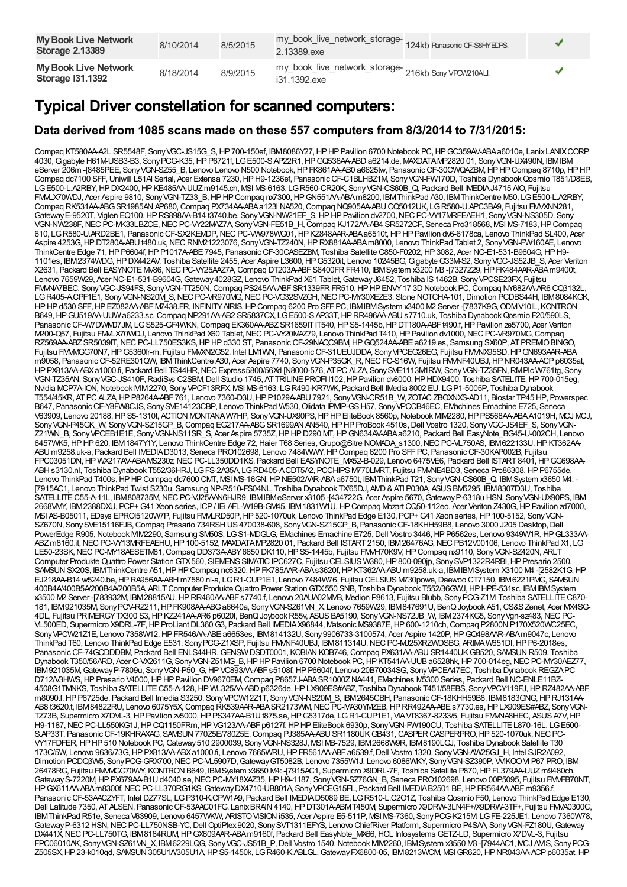| My Book Live Network Storage 2.13389 | 8/10/2014 | 8/5/2015 | my_book_live_network_storage-2.13389.exe | 124kb Panasonic CF-S8HYEDPS, | ✓ |
|---|---|---|---|---|---|
| My Book Live Network Storage I31.1392 | 8/18/2014 | 8/9/2015 | my_book_live_network_storage-i31.1392.exe | 216kb Sony VPCW210ALI, | ✓ |

## Typical Driver constellation for scanned computers:

### Data derived from 1085 scans made on these 557 computers from 8/3/2014 to 7/31/2015:

Compaq KT580AA-A2L SR5548F, Sony VGC-JS15G_S, HP 700-150ef, IBM 8086Y27, HP HP Pavilion 6700 Notebook PC, HP GC359AV-ABA a6010e, Lanix LANIX CORP 4030, Gigabyte H61M-USB3-B3, Sony PCG-K35, HP P6721f, LG E500-S.AP22R1, HP GQ538AA-ABD a6214.de, MAXDATA MP2820 01, Sony VGN-UX490N, IBM IBM eServer 206m -[8485PEE, Sony VGN-SZ55_B, Lenovo Lenovo N500 Notebook, HP FK861AA-AB0 a6625tw, Panasonic CF-30CWQAZBM, HP HP Compaq 8710p, HP HP Compaq dc7100 SFF, Uniwill L51AI Serial, Acer Extensa 7230, HP H9-1236ef, Panasonic CF-C1BLHBZ1M, Sony VGN-FW170D, Toshiba Dynabook Qosmio T851/D8EB, LG E500-L.A2RBY, HP DX2400, HP KE485AA-UUZ m9145.ch, MSI MS-6163, LG R560-CR20K, Sony VGN-CS60B_Q, Packard Bell IMEDIA J4715 AIO, Fujitsu FMLX70WDJ, Acer Aspire 9810, Sony VGN-TZ33_B, HP HP Compaq nx7300, HP GN551AA-ABA m8200, IBM ThinkPad A30, IBM ThinkCentre M50, LG E500-L.A2RBY, Compaq RK531AA-ABG SR1985AN AP680, Compaq PX734AA-ABA a1231 NA520, Compaq NQ905AA-ABU CQ5012UK, LG R580-U.APC3BA9, Fujitsu FMVXNN281, Gateway E-9520T, Viglen EQ100, HP RS898AA-B14 t3740.be, Sony VGN-NW21EF_S, HP HP Pavilion dv2700, NEC PC-VY17MRFEAEH1, Sony VGN-NS305D, Sony VGN-NW238F, NEC PC-MK33LBZCE, NEC PC-VY22MAZ7A, Sony VGN-FE51B_H, Compaq KJ172AA-AB4 SR5272CF, Seneca Pro318568, MSI MS-7183, HP Compaq 610, LG R580-U.ARD2BE1, Panasonic CF-SX2KEMDP, NEC PC-VW978WG01, HP KZ848AAR-ABA a6510t, HP HP Pavilion dv6-6178ca, Lenovo ThinkPad SL400, Acer Aspire 4253G, HP DT280A-ABU t480.uk, NEC RNM21223076, Sony VGN-TZ240N, HP RX881AA-ABA m8000, Lenovo ThinkPad Tablet 2, Sony VGN-FW160AE, Lenovo ThinkCentre Edge 71, HP P6604f, HP P1017A-ABE 7945, Panasonic CF-30CASEZBM, Toshiba Satellite C850-F0202, HP 3082, Acer NC-E1-531-B9604G, HP H9-1101es, IBM 2374WDG, HP DX442AV, Toshiba Satellite 2455, Acer Aspire L3600, HP G5320it, Lenovo 10245BG, Gigabyte G33M-S2, Sony VGC-JS52JB_S, Acer Veriton X2631, Packard Bell EASYNOTE MV86, NEC PC-VY25AAZ7A, Compaq DT203A-ABF S6400FR FR410, IBM System x3200 M3 -[7327Z29, HP FK484AAR-ABA m9400t, Lenovo 7659W29, Acer NC-E1-531-B9604G, Gateway 4028GZ, Lenovo ThinkPad X61 Tablet, Gateway J6452, Toshiba IS 1462B, Sony VPCSE23FX, Fujitsu FMVNA7BEC, Sony VGC-JS94FS, Sony VGN-TT250N, Compaq PS245AA-ABF SR1339FR FR510, HP HP ENVY 17 3D Notebook PC, Compaq NY682AA-AR6 CQ3132L, LG R405-A.CPF1E1, Sony VGN-NS20M_S, NEC PC-VR970MG, NEC PC-VG32SVZGH, NEC PC-MY30XEZE3, Stone NOTCHA-101, Dimotion PCDBS44H, IBM 8084KGK, HP HP d530 SFF, HP EZ082AA-ABF M7438.FR, INFINITY AIRIS, HP Compaq 6200 Pro SFF PC, IBM IBM System x3400 M2 Server -[7837K9G, ODM V10IL, KONTRON B649, HP GU519AA-UUW a6233.sc, Compaq NP291AA-AB2 SR5837CX, LG E500-S.AP33T, HP RR496AA-ABU s7710.uk, Toshiba Dynabook Qosmio F20/590LS, Panasonic CF-W7DWM07JM, LG S525-GF4WKN, Compaq EK360AA-ABZ SR1659IT IT540, HP S5-1445b, HP DT180A-ABF t490.f, HP Pavilion ze5700, Acer Veriton M200-Q57, Fujitsu FMLX70WDJ, Lenovo ThinkPad X60 Tablet, NEC PC-VY20MAZ79, Lenovo ThinkPad T410, HP Pavilion dv1000, NEC PC-VR970MG, Compaq RZ569AA-ABZ SR5039IT, NEC PC-LL750ES3KS, HP HP d330 ST, Panasonic CF-29NAQC9BM, HP GQ524AA-ABE a6219.es, Samsung SX60P, AT PREMIO BINGO, Fujitsu FMMGG70N7, HP G5360fr-m, Fujitsu FMVXN2G52, Intel LM1WN, Panasonic CF-31UEUJDDA, Sony VPCEG26EG, Fujitsu FMVNX95SD, HP GN693AAR-ABA m9058, Panasonic CF-52RE301QW, IBM ThinkCentre A30, Acer Aspire 7740, Sony VGN-P35GK_R, NEC FC-S16W, Fujitsu FMVNF40UBJ, HP NR043AA-ACP p6035at, HP PX813AA-ABX a1000.fi, Packard Bell TS44HR, NEC Express5800/56Xd [N8000-576, AT PC ALZA, Sony SVE1113M1RW, Sony VGN-TZ35FN, RM PIc W761tg, Sony VGN-TZ35AN, Sony VGC-JS410F, RadiSys C2SBM, Dell Studio 1745, AT TRILINE PROFI I102, HP Pavilion dv8000, HP HDX9400, Toshiba SATELITE, HP 700-015eg, Nvidia MCP7A-ION, Notebook MIM2270, Sony VPCF13RFX, MSI MS-6163, LG R490-KR7WK, Packard Bell IMedia 8002 EU, LG P1-5005P, Toshiba Dynabook T554/45KR, AT PC ALZA, HP P8264A-ABF 761, Lenovo 7360-D3U, HP P1029A-ABU 7921, Sony VGN-CR51B_W, ZOTAC ZBOXNXS-AD11, Biostar TP45 HP, Powerspec B647, Panasonic CF-Y8FW8CJS, Sony SVE14123CBP, Lenovo ThinkPad W530, Olidata IPMIP-GS H57, Sony VPCCB46EC, EMachines Emachine E725, Seneca V63909, Lenovo 20188, HP S5-1310t, ACTION MONTANA W7HP, Sony VGN-UX90PS, HP HP EliteBook 8560p, Notebook MIM2280, HP PS568AA-ABA A1019H, MCJ MCJ, Sony VGN-P45GK_W, Sony VGN-SZ15GP_B, Compaq EG217AA-ABG SR1699AN AN540, HP HP ProBook 4510s, Dell Vostro 1320, Sony VGC-JS4EF_S, Sony VGN-Z21WN_B, Sony VPCEB1E1E, Sony VGN-NS11SR_S, Acer Aspire 5735Z, HP HP D290 MT, HP GN634AV-ABA a6210, Packard Bell EasyNote_BG45-U-002CH, Lenovo 6457WK5, HP HP 620, IBM 1847Y1Y, Lenovo ThinkCentre Edge 72, Haier T68 Series, Grupo@Sitre NOMADA_s1300, NEC PC-VL750AS, IBM 622133U, HP KT362AA-ABU m9258.uk-a, Packard Bell IMEDIA D3013, Seneca PRO102698, Lenovo 7484WWY, HP Compaq 6200 Pro SFF PC, Panasonic CF-30KAP002B, Fujitsu FPC03051DN, HP WX217AV-ABA MS230z, NEC PC-LL350DD1KS, Packard Bell EASYNOTE_MX52-B-029, Lenovo 6475VE6, Packard Bell ISTART 8401, HP GG698AA-ABH s3130.nl, Toshiba Dynabook T552/36HRJ, LG FS-2A35A, LG RD405-A.CDT5A2, PCCHIPS M770LMRT, Fujitsu FMVNE4BD3, Seneca Pro86308, HP P6755de, Lenovo ThinkPad T400s, HP HP Compaq dc7600 CMT, MSI MS-16GN, HP NE502AAR-ABA a6750t, IBM ThinkPad T21, Sony VGN-CS60B_Q, IBM System x3650 M4: -[7915AC1, Lenovo ThinkPad Twist S230u, Samsung NP-R510-FS04NL, Toshiba Dynabook TX/65DJ, AMD & ATI P030A, ASUS BM5295, IBM 8307D3U, Toshiba SATELLITE C55-A-11L, IBM 808735M, NEC PC-VJ25AAN6HJR9, IBM IBM eServer x3105 -[434722G, Acer Aspire 5670, Gateway P-6318u HSN, Sony VGN-UX90PS, IBM 2668VMY, IBM 2388DXU, PCP+ G41 Xeon series, ICP / IEi AFL-W19B-GM45, IBM 1831W1U, HP Compaq Mozart CQ50-112eo, Acer Veriton Z430G, HP Pavilion zd7000, MSI AS-B05011, EDsys EPROI5120W7P, Fujitsu FMLRD50P, HP 520-1070uk, Lenovo ThinkPad Edge E130, PCP+ G41 Xeon series, HP 100-5152, Sony VGN-SZ670N, Sony SVE15116FJB, Compaq Presario 734RSH US 470038-608, Sony VGN-SZ15GP_B, Panasonic CF-18KHH59B8, Lenovo 3000 J205 Desktop, Dell PowerEdge R905, Notebook MIM2290, Samsung SM50S, LG S1-MDGLG, EMachines Emachine E725, Dell Vostro 3446, HP P6562es, Lenovo 9349W1R, HP GL333AA-ABZ m8160.it, NEC PC-VY13MRFEAEHU, HP 100-5152, MAXDATA MP2820 01, Packard Bell ISTART 2150, IBM 26476AG, NEC PB12V00106, Lenovo ThinkPad X1, LG LE50-23SK, NEC PC-MY18AESETM81, Compaq DD373A-ABY 6650 DK110, HP S5-1445b, Fujitsu FMVH70K9V, HP Compaq nx9110, Sony VGN-SZ420N, ARLT Computer Produkte Quattro Power Station GTX 560, SIEMENS SIMATIC IPC627C, Fujitsu CELSIUS W380, HP 800-090jp, Sony SVP1322R4RBI, HP Presario 2500, SAMSUN SX20S, IBM ThinkCentre A51, HP HP Compaq nc6320, HP FK785AAR-ABA s3620f, HP KT362AA-ABU m9258.uk-a, IBM IBM System X3100 M4 -[2582K1G, HP EJ218AA-B14 w5240.be, HP RA956AA-ABH m7580.nl-a, LG R1-CUP1E1, Lenovo 7484W76, Fujitsu CELSIUS M730powe, Daewoo CT7150, IBM 6221PMG, SAMSUNG 400B4A/400B5A/200B4A/200B5A, ARLT Computer Produkte Quattro Power Station GTX 550 SNB, Toshiba Dynabook T552/36GWJ, HP HPE-531sc, IBM IBM System x3500 M2 Server -[783932M, IBM 28815AU, HP RR460AA-ABF s7740.f, Lenovo 20AUA02MMB, Medion P8613, Fujitsu Blubb, Sony PCG-Z1M, Toshiba SATELLITE C870-181, IBM 921035M, Sony PCV-RZ211, HP FK908AA-ABG a6640a, Sony VGN-SZ61VN_X, Lenovo 7659W29, IBM 847691U, BenQ Joybook A51, CS&S Zenet, Acer MX4SG-4DL, Fujitsu PRIMERGY TX300 S3, HP KZ241AA-AR6 p6020l, BenQ Joybook R55v, ASUS BA5190, Sony VGN-NS72JB_W, IBM 2374KG5, Sony Vgn-sz483, NEC PC-VL500ED, Supermicro X9DRL-7F, HP ProLiant DL360 G3, Packard Bell IMEDIA X96844, Matsonic MS9387E, HP 600-1210ch, Compaq P2800N P170X520WC25EC, Sony VPCW21Z1E, Lenovo 7358W12, HP FR546AA-ABE a6653es, IBM 814132U, Sony 9906733-3100574, Acer Aspire 1420P, HP GQ498AAR-ABA m9047c, Lenovo ThinkPad T60, Lenovo ThinkPad Edge E531, Sony PCG-Z1XSP, Fujitsu FMVNF40UBJ, IBM 811314U, NEC PC-MJ25XRZWDSBG, ARIMA W651DI, HP P6-2018es, Panasonic CF-74GCDDDBM, Packard Bell ENLS44HR, GENSW DSDT0001, KOBIAN KOB746, Compaq PX631AA-ABU SR1440UK GB520, SAMSUN R509, Toshiba Dynabook T350/56ARD, Acer C-VX2611G, Sony VGN-Z51MG_B, HP HP Pavilion 6700 Notebook PC, HP KT541AA-UUB a6528hk, HP 700-014eg, NEC PC-MY30AEZ77, IBM 921035M, Gateway P-7809u, Sony VGN-P50_G, HP VC893AA-ABF s5108f, HP P6604f, Lenovo 20B70034SG, Sony VPCEA47EC, Toshiba Dynabook REGZA PC D712/V3HWS, HP Presario V4000, HP HP Pavilion DV9670EM, Compaq P8657J-ABA SR1000Z NA441, EMachines M5300 Series, Packard Bell NC-ENLE11BZ-4508G1TMNKS, Toshiba SATELLITE C55-A-128, HP WL325AA-ABD p6326de, HP LX909ES#ABZ, Toshiba Dynabook T451/58EBS, Sony VPCY119FJ, HP RZ482AA-ABF m8090.f, HP P6725de, Packard Bell Imedia S3250, Sony VPCW12Z1T, Sony VGN-NS20M_S, IBM 2645CBH, Panasonic CF-18KHH59B8, IBM 8183GNG, HP RJ131AA-AB8 t3620.t, IBM 84822RU, Lenovo 6075Y5X, Compaq RK539AAR-ABA SR2173WM, NEC PC-MA30YMZEB, HP RR492AA-ABE s7730.es, HP LX909ES#ABZ, Sony VGN-TZ73B, Supermicro X7DVL-3, HP Pavilion zv5000, HP PS347AA-B1U t875.se, HP G5317de, LG R1-CUP1E1, VIA VT8367-8233/5, Fujitsu FMVNA8HEC, ASUS A7V, HP H9-1187, NEC PC-LL550KG1J, HP CQ1150FRm, HP VG123AA-ABF p6127f, HP HP EliteBook 6930p, Sony VGN-FW190CU, Toshiba SATELLITE L870-16L, LG E500-S.AP33T, Panasonic CF-19KHRAXAG, SAMSUN 770Z5E/780Z5E, Compaq PJ385AA-ABU SR1180UK GB431, CASPER CASPERPRO, HP 520-1070uk, NEC PC-VY17FDFER, HP HP 510 Notebook PC, Gateway 510 2900039, Sony VGN-NS328J, MSI MB-7529, IBM 2668W9R, IBM 8190LGJ, Toshiba Dynabook Satellite T30 173C/5W, Lenovo 9636/73G, HP PX813AA-ABX a1000.fi, Lenovo 7665WRU, HP FR561AA-ABF a6539.f, Dell Vostro 1320, Sony VGN-AW25GJ_H, Intel SJR2A092, Dimotion PCDQ3W5, Sony PCG-GRX700, NEC PC-VL5907D, Gateway GT5082B, Lenovo 7355W1J, Lenovo 6086WKY, Sony VGN-SZ390P, WIKO VI P67 PRO, IBM 26478RG, Fujitsu FMMGG70WY, KONTRON B649, IBM System x3650 M4: -[7915AC1, Supermicro X9DRL-7F, Toshiba Satellite P870, HP FL379AA-UUZ m9480ch, Gateway S-7220M, HP PX679AA-B1U d4040.se, NEC PC-MY18XAZ35, HP H9-1187, Sony VGN-SZ76GN_B, Seneca PRO102698, Lenovo 00P5095, Fujitsu FMVFB70NT, HP GX611AA-ABA m8300f, NEC PC-LL370RG1KS, Gateway DX4710-UB801A, Sony VPCEG15FL, Packard Bell IMEDIA B2501 BE, HP FR564AA-ABF m9356.f, Panasonic CF-53AACZYFT, Intel DZ77SL, LG P310-K.CPW1A9, Packard Bell IMEDIA D5089 BE, LG R510-L.C2O1Z, Toshiba Qosmio F50, Lenovo ThinkPad Edge E130, Dell Latitude 7350, AT ALSEN, Panasonic CF-53AAC01FG, Lanix BRAIN 4140, HP DT301A-ABM T450M, Supermicro X9DRW-3LN4F+/X9DRW-3TF+, Fujitsu FMVA0300C, IBM ThinkPad R51e, Seneca V63909, Lenovo 6457WKW, ARISTO VISION i535, Acer Aspire E5-511P, MSI MS-7360, Sony PCG-K215M, LG FE-225JE1, Lenovo 7360W78, Gateway P-6312 HSN, NEC PC-LL750NSB-YC, Dell OptiPlex 9020, Sony SVT1311EFYS, Lenovo ChiefRiver Platform, Supermicro P4SAA, Sony VGN-FZ180U, Gateway DX441X, NEC PC-LL750TG, IBM 8184RUM, HP GX609AAR-ABA m9160f, Packard Bell EasyNote_MX66, HCL Infosystems GETZ-LD, Supermicro X7DVL-3, Fujitsu FPC06010AK, Sony VGN-SZ61VN_X, IBM 6229LQG, Sony VGC-JS51B_P, Dell Vostro 1540, Notebook MIM2260, IBM System x3550 M3 -[7944AC1, MCJ AMIS, Sony PCG-Z505SX, HP 23-k010qd, SAMSUN 305U1A/305U1A, HP S5-1450k, LG R460-K.ABLGL, Gateway FX6800-05, IBM 8213WCM, MSI GR620, HP NR043AA-ACP p6035at, HP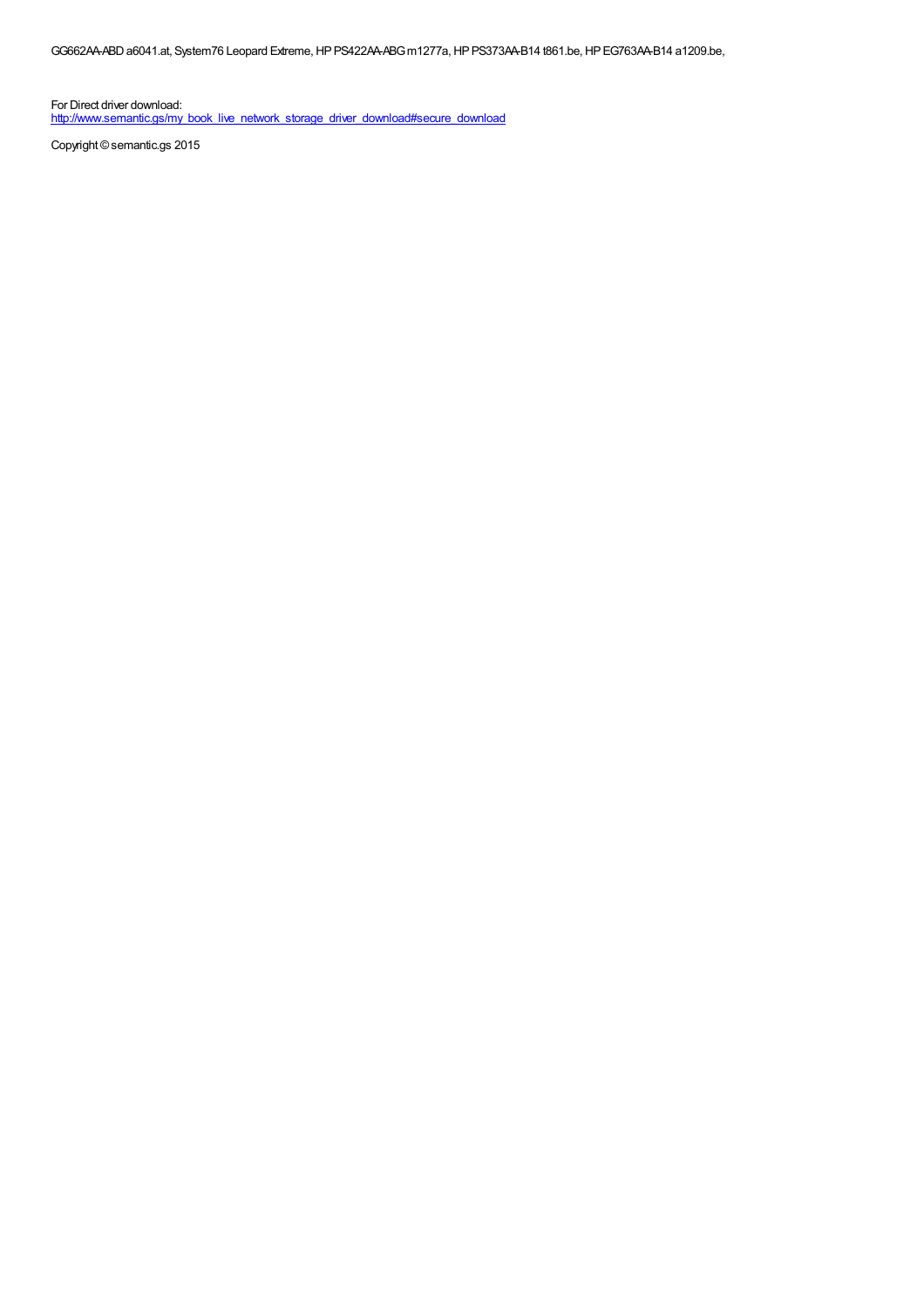GG662AA-ABD a6041.at, System76 Leopard Extreme, HP PS422AA-ABG m1277a, HP PS373AA-B14 t861.be, HP EG763AA-B14 a1209.be,

For Direct driver download:
http://www.semantic.gs/my_book_live_network_storage_driver_download#secure_download

Copyright © semantic.gs 2015